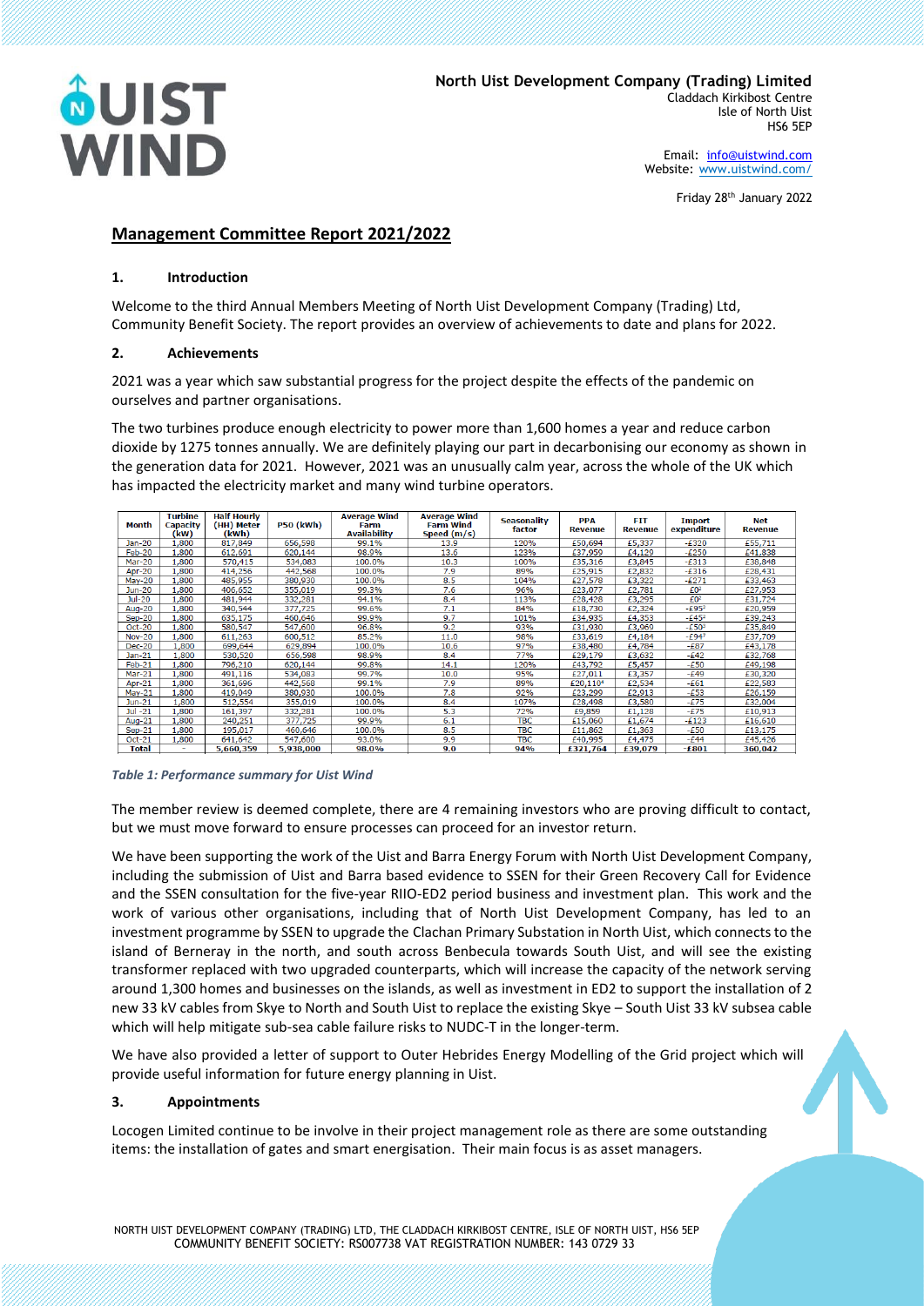**North Uist Development Company (Trading) Limited**
Claddach Kirkibost Centre
Isle of North Uist
HS6 5EP

Email: info@uistwind.com
Website: www.uistwind.com/

Friday 28th January 2022

# Management Committee Report 2021/2022

## 1. Introduction

Welcome to the third Annual Members Meeting of North Uist Development Company (Trading) Ltd, Community Benefit Society. The report provides an overview of achievements to date and plans for 2022.

## 2. Achievements

2021 was a year which saw substantial progress for the project despite the effects of the pandemic on ourselves and partner organisations.

The two turbines produce enough electricity to power more than 1,600 homes a year and reduce carbon dioxide by 1275 tonnes annually. We are definitely playing our part in decarbonising our economy as shown in the generation data for 2021. However, 2021 was an unusually calm year, across the whole of the UK which has impacted the electricity market and many wind turbine operators.

| Month | Turbine Capacity (kW) | Half Hourly (HH) Meter (kWh) | P50 (kWh) | Average Wind Farm Availability | Average Wind Farm Wind Speed (m/s) | Seasonality factor | PPA Revenue | FIT Revenue | Import expenditure | Net Revenue |
|---|---|---|---|---|---|---|---|---|---|---|
| Jan-20 | 1,800 | 817,849 | 656,598 | 99.1% | 13.9 | 120% | £50,694 | £5,337 | -£320 | £55,711 |
| Feb-20 | 1,800 | 612,691 | 620,144 | 98.9% | 13.6 | 123% | £37,959 | £4,129 | -£250 | £41,838 |
| Mar-20 | 1,800 | 570,415 | 534,083 | 100.0% | 10.3 | 100% | £35,316 | £3,845 | -£313 | £38,848 |
| Apr-20 | 1,800 | 414,256 | 442,568 | 100.0% | 7.9 | 89% | £25,915 | £2,832 | -£316 | £28,431 |
| May-20 | 1,800 | 485,955 | 380,930 | 100.0% | 8.5 | 104% | £27,578 | £3,322 | -£271 | £33,463 |
| Jun-20 | 1,800 | 406,652 | 355,019 | 99.3% | 7.6 | 96% | £23,077 | £2,781 | £0[1] | £27,953 |
| Jul-20 | 1,800 | 481,944 | 332,281 | 94.1% | 8.4 | 113% | £28,428 | £3,295 | £0[1] | £31,724 |
| Aug-20 | 1,800 | 340,544 | 377,725 | 99.6% | 7.1 | 84% | £18,730 | £2,324 | -£95[2] | £20,959 |
| Sep-20 | 1,800 | 635,175 | 460,646 | 99.9% | 9.7 | 101% | £34,935 | £4,353 | -£45[2] | £39,243 |
| Oct-20 | 1,800 | 580,547 | 547,600 | 96.8% | 9.2 | 93% | £31,930 | £3,969 | -£50[2] | £35,849 |
| Nov-20 | 1,800 | 611,263 | 600,512 | 85.2% | 11.0 | 98% | £33,619 | £4,184 | -£94[3] | £37,709 |
| Dec-20 | 1,800 | 699,644 | 629,894 | 100.0% | 10.6 | 97% | £38,480 | £4,784 | -£87 | £43,178 |
| Jan-21 | 1,800 | 530,520 | 656,598 | 98.9% | 8.4 | 77% | £29,179 | £3,632 | -£42 | £32,768 |
| Feb-21 | 1,800 | 796,210 | 620,144 | 99.8% | 14.1 | 120% | £43,792 | £5,457 | -£50 | £49,198 |
| Mar-21 | 1,800 | 491,116 | 534,083 | 99.7% | 10.0 | 95% | £27,011 | £3,357 | -£49 | £30,320 |
| Apr-21 | 1,800 | 361,696 | 442,568 | 99.1% | 7.9 | 89% | £20,110[4] | £2,534 | -£61 | £22,583 |
| May-21 | 1,800 | 419,049 | 380,930 | 100.0% | 7.8 | 92% | £23,299 | £2,913 | -£53 | £26,159 |
| Jun-21 | 1,800 | 512,554 | 355,019 | 100.0% | 8.4 | 107% | £28,498 | £3,580 | -£75 | £32,004 |
| Jul -21 | 1,800 | 161,397 | 332,281 | 100.0% | 5.3 | 72% | £9,859 | £1,128 | -£75 | £10,913 |
| Aug-21 | 1,800 | 240,251 | 377,725 | 99.9% | 6.1 | TBC | £15,060 | £1,674 | -£123 | £16,610 |
| Sep-21 | 1,800 | 195,017 | 460,646 | 100.0% | 8.5 | TBC | £11,862 | £1,363 | -£50 | £13,175 |
| Oct-21 | 1,800 | 641,642 | 547,600 | 93.0% | 9.9 | TBC | £40,995 | £4,475 | -£44 | £45,426 |
| Total | - | 5,660,359 | 5,938,000 | 98.0% | 9.0 | 94% | £321,764 | £39,079 | -£801 | 360,042 |

*Table 1: Performance summary for Uist Wind*

The member review is deemed complete, there are 4 remaining investors who are proving difficult to contact, but we must move forward to ensure processes can proceed for an investor return.

We have been supporting the work of the Uist and Barra Energy Forum with North Uist Development Company, including the submission of Uist and Barra based evidence to SSEN for their Green Recovery Call for Evidence and the SSEN consultation for the five-year RIIO-ED2 period business and investment plan. This work and the work of various other organisations, including that of North Uist Development Company, has led to an investment programme by SSEN to upgrade the Clachan Primary Substation in North Uist, which connects to the island of Berneray in the north, and south across Benbecula towards South Uist, and will see the existing transformer replaced with two upgraded counterparts, which will increase the capacity of the network serving around 1,300 homes and businesses on the islands, as well as investment in ED2 to support the installation of 2 new 33 kV cables from Skye to North and South Uist to replace the existing Skye – South Uist 33 kV subsea cable which will help mitigate sub-sea cable failure risks to NUDC-T in the longer-term.

We have also provided a letter of support to Outer Hebrides Energy Modelling of the Grid project which will provide useful information for future energy planning in Uist.

## 3. Appointments

Locogen Limited continue to be involve in their project management role as there are some outstanding items: the installation of gates and smart energisation. Their main focus is as asset managers.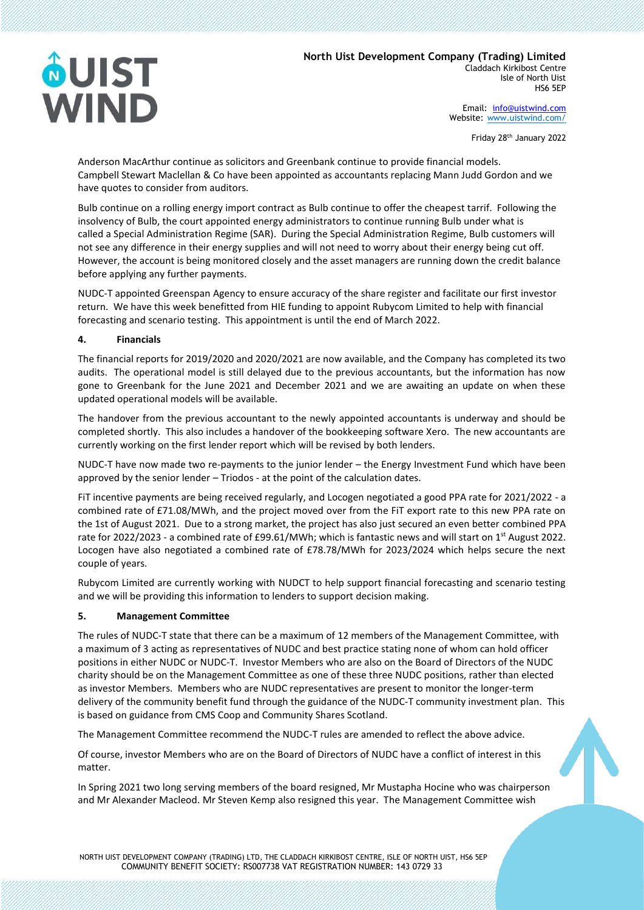Anderson MacArthur continue as solicitors and Greenbank continue to provide financial models. Campbell Stewart Maclellan & Co have been appointed as accountants replacing Mann Judd Gordon and we have quotes to consider from auditors.

Bulb continue on a rolling energy import contract as Bulb continue to offer the cheapest tarif. Following the insolvency of Bulb, the court appointed energy administrators to continue running Bulb under what is called a Special Administration Regime (SAR). During the Special Administration Regime, Bulb customers will not see any difference in their energy supplies and will not need to worry about their energy being cut off. However, the account is being monitored closely and the asset managers are running down the credit balance before applying any further payments.

NUDC-T appointed Greenspan Agency to ensure accuracy of the share register and facilitate our first investor return. We have this week benefitted from HIE funding to appoint Rubycom Limited to help with financial forecasting and scenario testing. This appointment is until the end of March 2022.

## 4. Financials

The financial reports for 2019/2020 and 2020/2021 are now available, and the Company has completed its two audits. The operational model is still delayed due to the previous accountants, but the information has now gone to Greenbank for the June 2021 and December 2021 and we are awaiting an update on when these updated operational models will be available.

The handover from the previous accountant to the newly appointed accountants is underway and should be completed shortly. This also includes a handover of the bookkeeping software Xero. The new accountants are currently working on the first lender report which will be revised by both lenders.

NUDC-T have now made two re-payments to the junior lender – the Energy Investment Fund which have been approved by the senior lender – Triodos - at the point of the calculation dates.

FiT incentive payments are being received regularly, and Locogen negotiated a good PPA rate for 2021/2022 - a combined rate of £71.08/MWh, and the project moved over from the FiT export rate to this new PPA rate on the 1st of August 2021. Due to a strong market, the project has also just secured an even better combined PPA rate for 2022/2023 - a combined rate of £99.61/MWh; which is fantastic news and will start on 1st August 2022. Locogen have also negotiated a combined rate of £78.78/MWh for 2023/2024 which helps secure the next couple of years.

Rubycom Limited are currently working with NUDCT to help support financial forecasting and scenario testing and we will be providing this information to lenders to support decision making.

## 5. Management Committee

The rules of NUDC-T state that there can be a maximum of 12 members of the Management Committee, with a maximum of 3 acting as representatives of NUDC and best practice stating none of whom can hold officer positions in either NUDC or NUDC-T. Investor Members who are also on the Board of Directors of the NUDC charity should be on the Management Committee as one of these three NUDC positions, rather than elected as investor Members. Members who are NUDC representatives are present to monitor the longer-term delivery of the community benefit fund through the guidance of the NUDC-T community investment plan. This is based on guidance from CMS Coop and Community Shares Scotland.

The Management Committee recommend the NUDC-T rules are amended to reflect the above advice.

Of course, investor Members who are on the Board of Directors of NUDC have a conflict of interest in this matter.

In Spring 2021 two long serving members of the board resigned, Mr Mustapha Hocine who was chairperson and Mr Alexander Macleod. Mr Steven Kemp also resigned this year. The Management Committee wish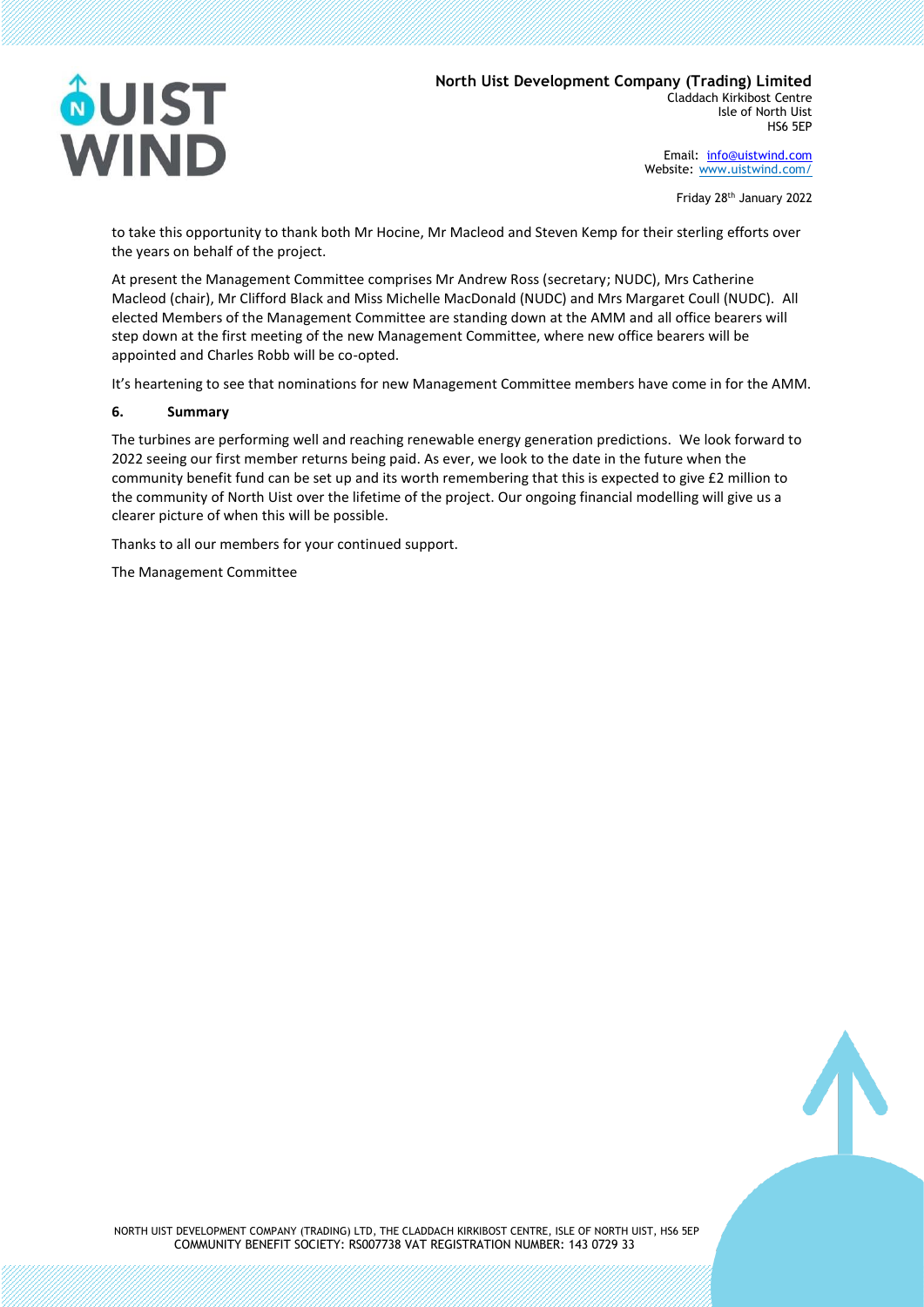to take this opportunity to thank both Mr Hocine, Mr Macleod and Steven Kemp for their sterling efforts over the years on behalf of the project.

At present the Management Committee comprises Mr Andrew Ross (secretary; NUDC), Mrs Catherine Macleod (chair), Mr Clifford Black and Miss Michelle MacDonald (NUDC) and Mrs Margaret Coull (NUDC). All elected Members of the Management Committee are standing down at the AMM and all office bearers will step down at the first meeting of the new Management Committee, where new office bearers will be appointed and Charles Robb will be co-opted.

It's heartening to see that nominations for new Management Committee members have come in for the AMM.

## 6. Summary

The turbines are performing well and reaching renewable energy generation predictions. We look forward to 2022 seeing our first member returns being paid. As ever, we look to the date in the future when the community benefit fund can be set up and its worth remembering that this is expected to give £2 million to the community of North Uist over the lifetime of the project. Our ongoing financial modelling will give us a clearer picture of when this will be possible.

Thanks to all our members for your continued support.

The Management Committee